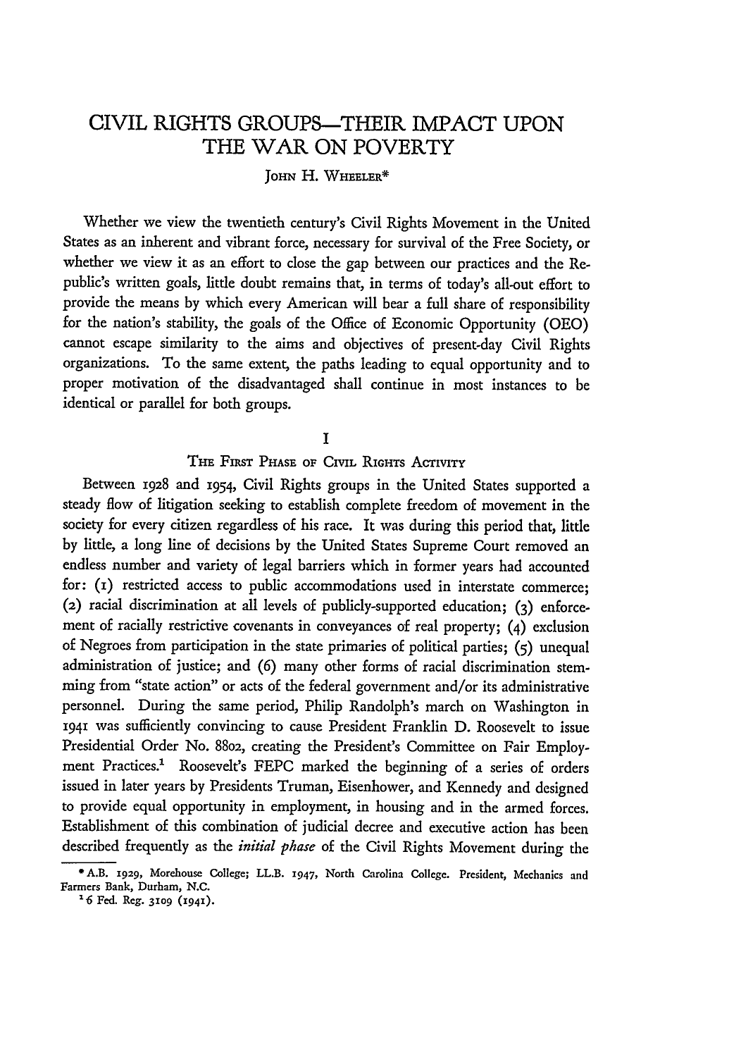# CIVIL RIGHTS GROUPS—THEIR IMPACT UPON THE WAR ON POVERTY

JOHN H. WHEELER*

Whether we view the twentieth century's Civil Rights Movement in the United States as an inherent and vibrant force, necessary for survival of the Free Society, or whether we view it as an effort to close the gap between our practices and the Republic's written goals, little doubt remains that, in terms of today's all-out effort to provide the means by which every American will bear a full share of responsibility for the nation's stability, the goals of the Office of Economic Opportunity (OEO) cannot escape similarity to the aims and objectives of present-day Civil Rights organizations. To the same extent, the paths leading to equal opportunity and to proper motivation of the disadvantaged shall continue in most instances to be identical or parallel for both groups.

## I

### THE FIRST PHASE OF CIVIL RIGHTS ACTIVITY

Between 1928 and 1954, Civil Rights groups in the United States supported a steady flow of litigation seeking to establish complete freedom of movement in the society for every citizen regardless of his race. It was during this period that, little by little, a long line of decisions by the United States Supreme Court removed an endless number and variety of legal barriers which in former years had accounted for: (1) restricted access to public accommodations used in interstate commerce; (2) racial discrimination at all levels of publicly-supported education; (3) enforcement of racially restrictive covenants in conveyances of real property; (4) exclusion of Negroes from participation in the state primaries of political parties; (5) unequal administration of justice; and (6) many other forms of racial discrimination stemming from "state action" or acts of the federal government and/or its administrative personnel. During the same period, Philip Randolph's march on Washington in 1941 was sufficiently convincing to cause President Franklin D. Roosevelt to issue Presidential Order No. 8802, creating the President's Committee on Fair Employment Practices.[1] Roosevelt's FEPC marked the beginning of a series of orders issued in later years by Presidents Truman, Eisenhower, and Kennedy and designed to provide equal opportunity in employment, in housing and in the armed forces. Establishment of this combination of judicial decree and executive action has been described frequently as the *initial phase* of the Civil Rights Movement during the

---

* A.B. 1929, Morehouse College; LL.B. 1947, North Carolina College. President, Mechanics and Farmers Bank, Durham, N.C.

[1] 6 Fed. Reg. 3109 (1941).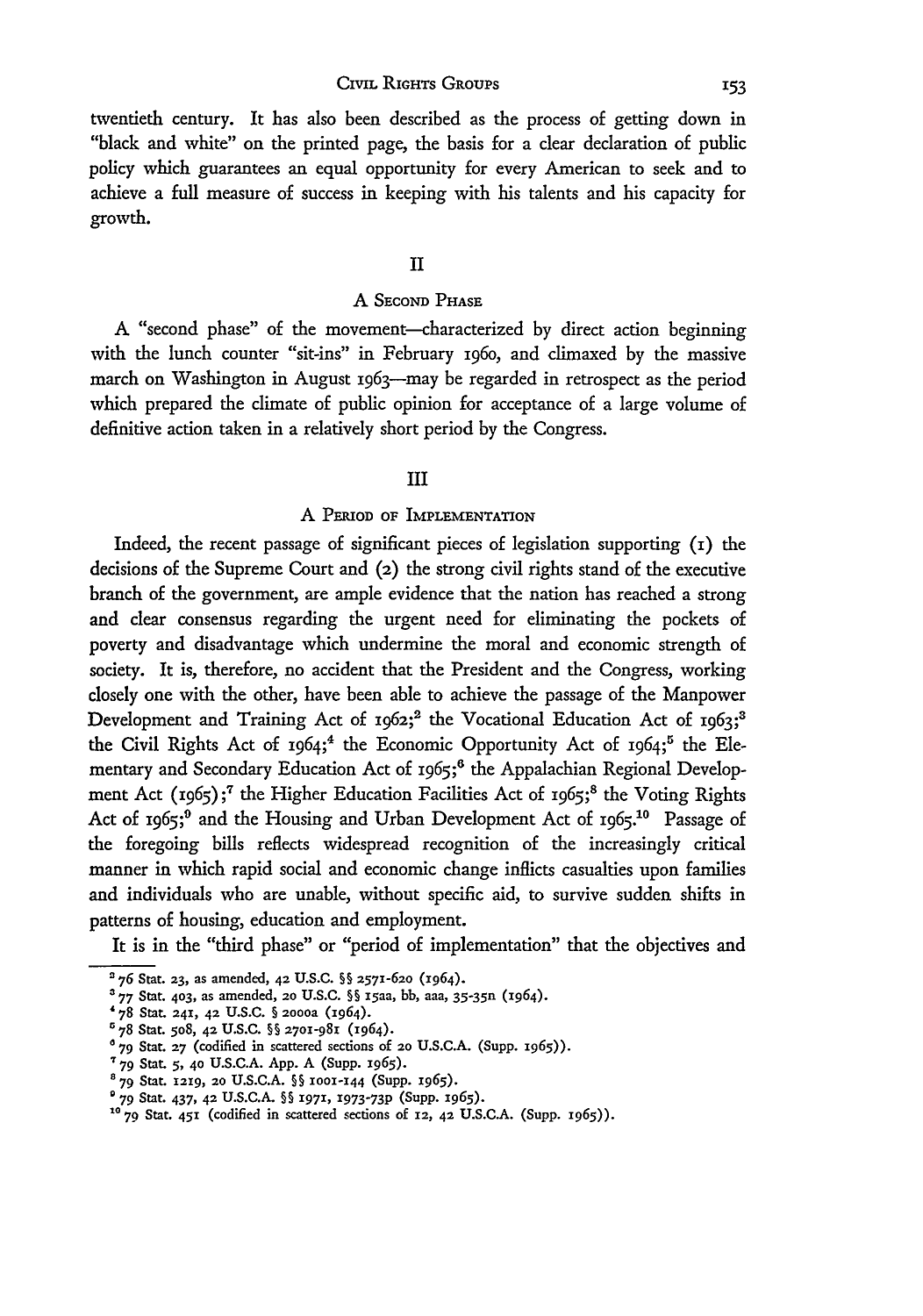twentieth century. It has also been described as the process of getting down in "black and white" on the printed page, the basis for a clear declaration of public policy which guarantees an equal opportunity for every American to seek and to achieve a full measure of success in keeping with his talents and his capacity for growth.

## II

### A Second Phase

A "second phase" of the movement—characterized by direct action beginning with the lunch counter "sit-ins" in February 1960, and climaxed by the massive march on Washington in August 1963—may be regarded in retrospect as the period which prepared the climate of public opinion for acceptance of a large volume of definitive action taken in a relatively short period by the Congress.

## III

### A Period of Implementation

Indeed, the recent passage of significant pieces of legislation supporting (1) the decisions of the Supreme Court and (2) the strong civil rights stand of the executive branch of the government, are ample evidence that the nation has reached a strong and clear consensus regarding the urgent need for eliminating the pockets of poverty and disadvantage which undermine the moral and economic strength of society. It is, therefore, no accident that the President and the Congress, working closely one with the other, have been able to achieve the passage of the Manpower Development and Training Act of 1962;[2] the Vocational Education Act of 1963;[3] the Civil Rights Act of 1964;[4] the Economic Opportunity Act of 1964;[5] the Elementary and Secondary Education Act of 1965;[6] the Appalachian Regional Development Act (1965);[7] the Higher Education Facilities Act of 1965;[8] the Voting Rights Act of 1965;[9] and the Housing and Urban Development Act of 1965.[10] Passage of the foregoing bills reflects widespread recognition of the increasingly critical manner in which rapid social and economic change inflicts casualties upon families and individuals who are unable, without specific aid, to survive sudden shifts in patterns of housing, education and employment.

It is in the "third phase" or "period of implementation" that the objectives and

---

[2] 76 Stat. 23, as amended, 42 U.S.C. §§ 2571-620 (1964).

[3] 77 Stat. 403, as amended, 20 U.S.C. §§ 15aa, bb, aaa, 35-35n (1964).

[4] 78 Stat. 241, 42 U.S.C. § 2000a (1964).

[5] 78 Stat. 508, 42 U.S.C. §§ 2701-981 (1964).

[6] 79 Stat. 27 (codified in scattered sections of 20 U.S.C.A. (Supp. 1965)).

[7] 79 Stat. 5, 40 U.S.C.A. App. A (Supp. 1965).

[8] 79 Stat. 1219, 20 U.S.C.A. §§ 1001-144 (Supp. 1965).

[9] 79 Stat. 437, 42 U.S.C.A. §§ 1971, 1973-73p (Supp. 1965).

[10] 79 Stat. 451 (codified in scattered sections of 12, 42 U.S.C.A. (Supp. 1965)).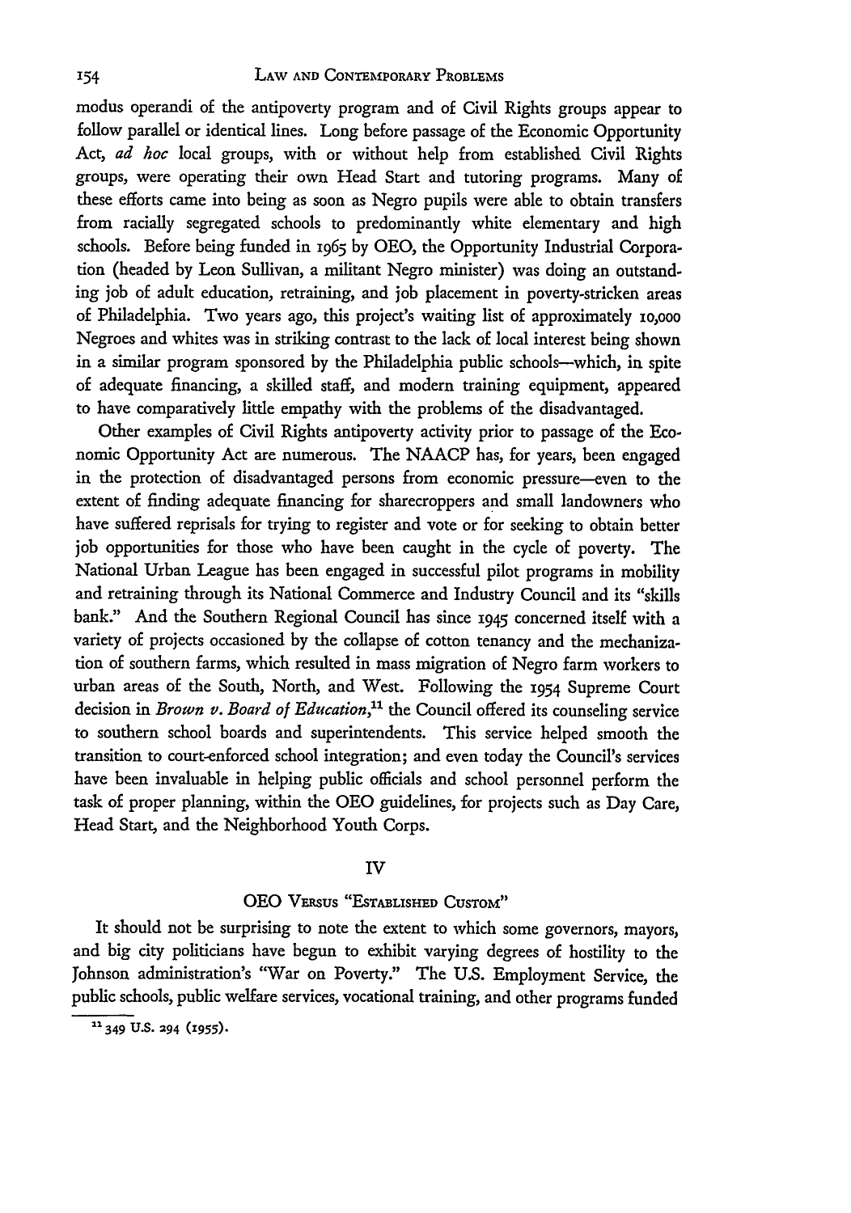modus operandi of the antipoverty program and of Civil Rights groups appear to follow parallel or identical lines. Long before passage of the Economic Opportunity Act, *ad hoc* local groups, with or without help from established Civil Rights groups, were operating their own Head Start and tutoring programs. Many of these efforts came into being as soon as Negro pupils were able to obtain transfers from racially segregated schools to predominantly white elementary and high schools. Before being funded in 1965 by OEO, the Opportunity Industrial Corporation (headed by Leon Sullivan, a militant Negro minister) was doing an outstanding job of adult education, retraining, and job placement in poverty-stricken areas of Philadelphia. Two years ago, this project's waiting list of approximately 10,000 Negroes and whites was in striking contrast to the lack of local interest being shown in a similar program sponsored by the Philadelphia public schools—which, in spite of adequate financing, a skilled staff, and modern training equipment, appeared to have comparatively little empathy with the problems of the disadvantaged.

Other examples of Civil Rights antipoverty activity prior to passage of the Economic Opportunity Act are numerous. The NAACP has, for years, been engaged in the protection of disadvantaged persons from economic pressure—even to the extent of finding adequate financing for sharecroppers and small landowners who have suffered reprisals for trying to register and vote or for seeking to obtain better job opportunities for those who have been caught in the cycle of poverty. The National Urban League has been engaged in successful pilot programs in mobility and retraining through its National Commerce and Industry Council and its "skills bank." And the Southern Regional Council has since 1945 concerned itself with a variety of projects occasioned by the collapse of cotton tenancy and the mechanization of southern farms, which resulted in mass migration of Negro farm workers to urban areas of the South, North, and West. Following the 1954 Supreme Court decision in *Brown v. Board of Education*,[11] the Council offered its counseling service to southern school boards and superintendents. This service helped smooth the transition to court-enforced school integration; and even today the Council's services have been invaluable in helping public officials and school personnel perform the task of proper planning, within the OEO guidelines, for projects such as Day Care, Head Start, and the Neighborhood Youth Corps.

## IV

### OEO Versus "Established Custom"

It should not be surprising to note the extent to which some governors, mayors, and big city politicians have begun to exhibit varying degrees of hostility to the Johnson administration's "War on Poverty." The U.S. Employment Service, the public schools, public welfare services, vocational training, and other programs funded

[11] 349 U.S. 294 (1955).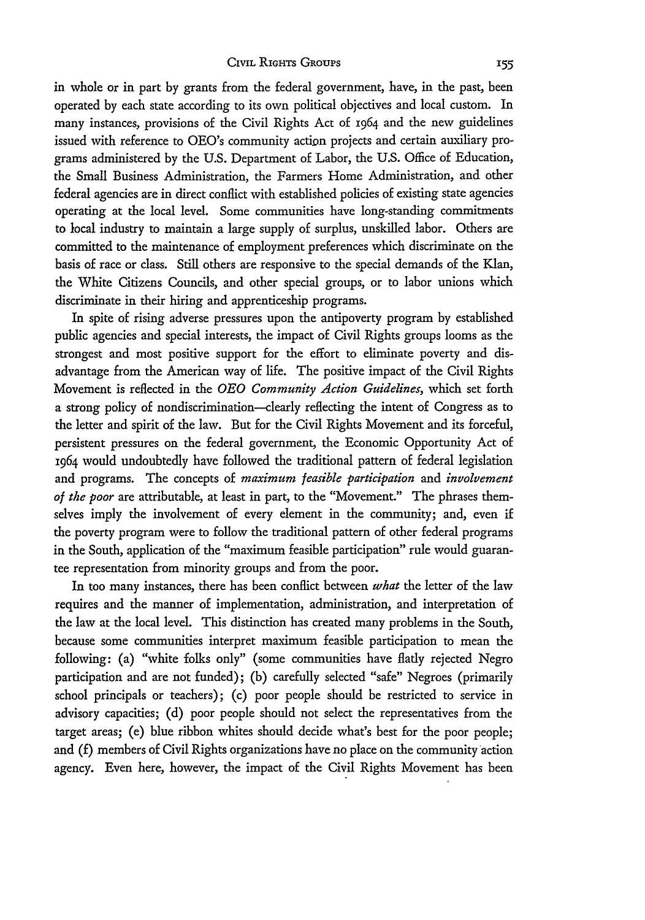in whole or in part by grants from the federal government, have, in the past, been operated by each state according to its own political objectives and local custom. In many instances, provisions of the Civil Rights Act of 1964 and the new guidelines issued with reference to OEO's community action projects and certain auxiliary programs administered by the U.S. Department of Labor, the U.S. Office of Education, the Small Business Administration, the Farmers Home Administration, and other federal agencies are in direct conflict with established policies of existing state agencies operating at the local level. Some communities have long-standing commitments to local industry to maintain a large supply of surplus, unskilled labor. Others are committed to the maintenance of employment preferences which discriminate on the basis of race or class. Still others are responsive to the special demands of the Klan, the White Citizens Councils, and other special groups, or to labor unions which discriminate in their hiring and apprenticeship programs.

In spite of rising adverse pressures upon the antipoverty program by established public agencies and special interests, the impact of Civil Rights groups looms as the strongest and most positive support for the effort to eliminate poverty and disadvantage from the American way of life. The positive impact of the Civil Rights Movement is reflected in the *OEO Community Action Guidelines*, which set forth a strong policy of nondiscrimination—clearly reflecting the intent of Congress as to the letter and spirit of the law. But for the Civil Rights Movement and its forceful, persistent pressures on the federal government, the Economic Opportunity Act of 1964 would undoubtedly have followed the traditional pattern of federal legislation and programs. The concepts of *maximum feasible participation* and *involvement of the poor* are attributable, at least in part, to the "Movement." The phrases themselves imply the involvement of every element in the community; and, even if the poverty program were to follow the traditional pattern of other federal programs in the South, application of the "maximum feasible participation" rule would guarantee representation from minority groups and from the poor.

In too many instances, there has been conflict between *what* the letter of the law requires and the manner of implementation, administration, and interpretation of the law at the local level. This distinction has created many problems in the South, because some communities interpret maximum feasible participation to mean the following: (a) "white folks only" (some communities have flatly rejected Negro participation and are not funded); (b) carefully selected "safe" Negroes (primarily school principals or teachers); (c) poor people should be restricted to service in advisory capacities; (d) poor people should not select the representatives from the target areas; (e) blue ribbon whites should decide what's best for the poor people; and (f) members of Civil Rights organizations have no place on the community action agency. Even here, however, the impact of the Civil Rights Movement has been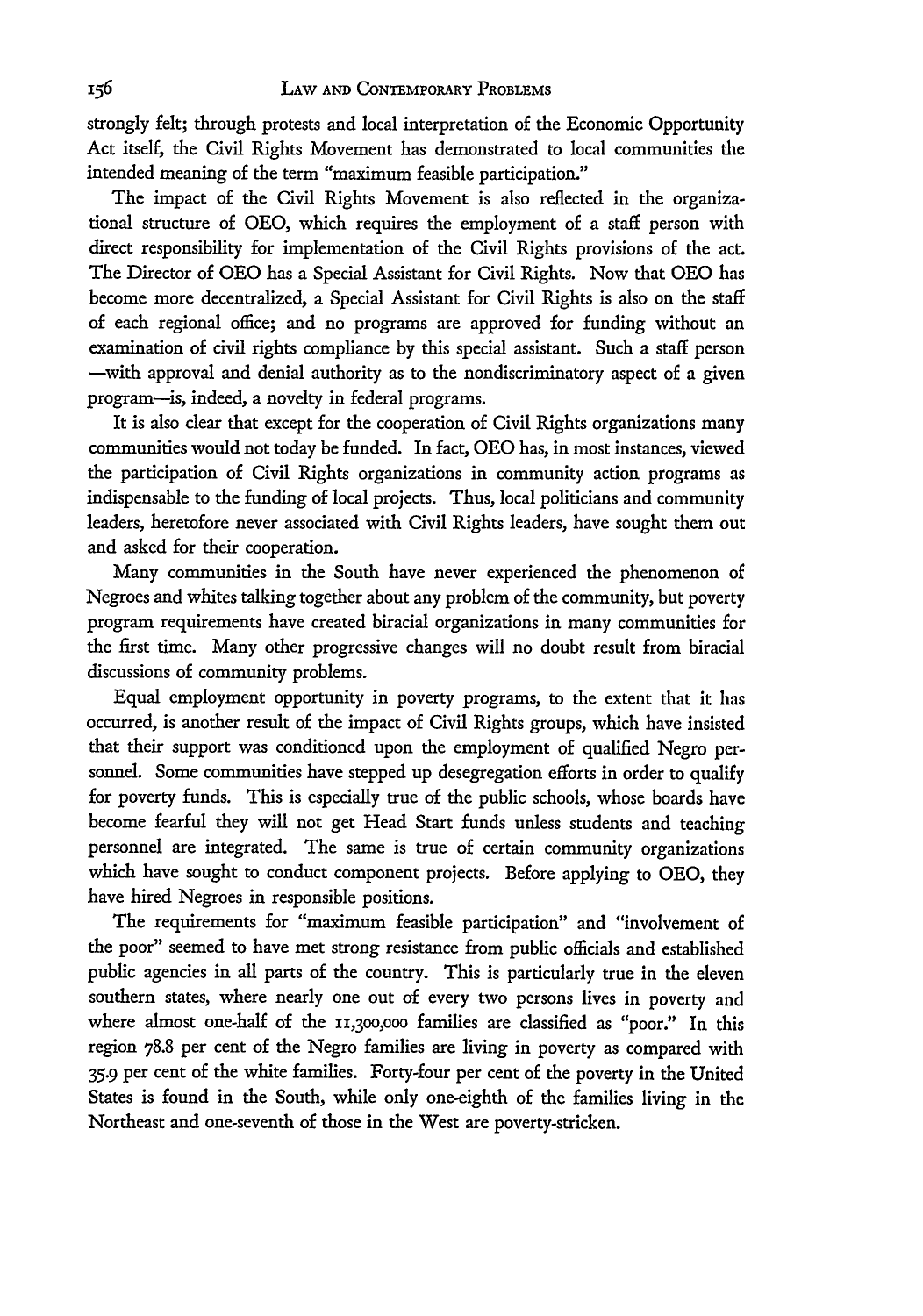strongly felt; through protests and local interpretation of the Economic Opportunity Act itself, the Civil Rights Movement has demonstrated to local communities the intended meaning of the term "maximum feasible participation."

The impact of the Civil Rights Movement is also reflected in the organizational structure of OEO, which requires the employment of a staff person with direct responsibility for implementation of the Civil Rights provisions of the act. The Director of OEO has a Special Assistant for Civil Rights. Now that OEO has become more decentralized, a Special Assistant for Civil Rights is also on the staff of each regional office; and no programs are approved for funding without an examination of civil rights compliance by this special assistant. Such a staff person —with approval and denial authority as to the nondiscriminatory aspect of a given program—is, indeed, a novelty in federal programs.

It is also clear that except for the cooperation of Civil Rights organizations many communities would not today be funded. In fact, OEO has, in most instances, viewed the participation of Civil Rights organizations in community action programs as indispensable to the funding of local projects. Thus, local politicians and community leaders, heretofore never associated with Civil Rights leaders, have sought them out and asked for their cooperation.

Many communities in the South have never experienced the phenomenon of Negroes and whites talking together about any problem of the community, but poverty program requirements have created biracial organizations in many communities for the first time. Many other progressive changes will no doubt result from biracial discussions of community problems.

Equal employment opportunity in poverty programs, to the extent that it has occurred, is another result of the impact of Civil Rights groups, which have insisted that their support was conditioned upon the employment of qualified Negro personnel. Some communities have stepped up desegregation efforts in order to qualify for poverty funds. This is especially true of the public schools, whose boards have become fearful they will not get Head Start funds unless students and teaching personnel are integrated. The same is true of certain community organizations which have sought to conduct component projects. Before applying to OEO, they have hired Negroes in responsible positions.

The requirements for "maximum feasible participation" and "involvement of the poor" seemed to have met strong resistance from public officials and established public agencies in all parts of the country. This is particularly true in the eleven southern states, where nearly one out of every two persons lives in poverty and where almost one-half of the 11,300,000 families are classified as "poor." In this region 78.8 per cent of the Negro families are living in poverty as compared with 35.9 per cent of the white families. Forty-four per cent of the poverty in the United States is found in the South, while only one-eighth of the families living in the Northeast and one-seventh of those in the West are poverty-stricken.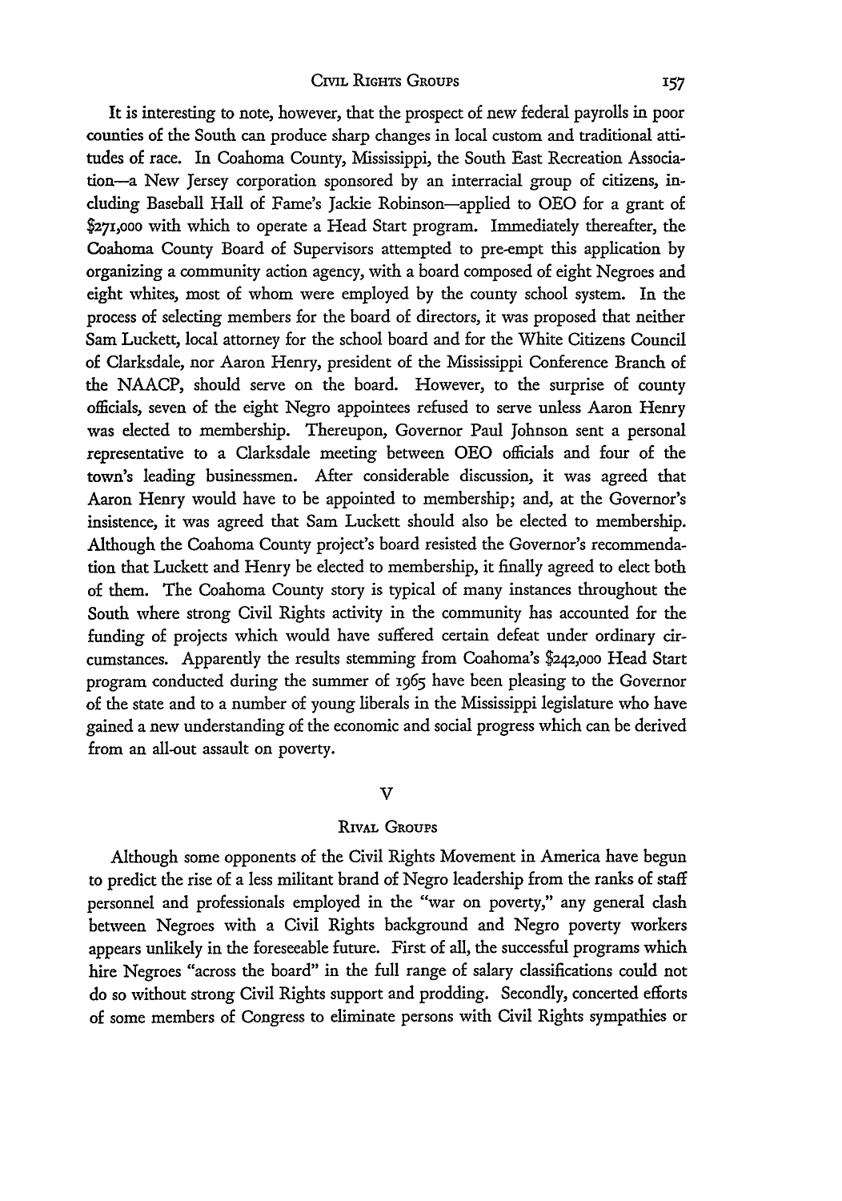It is interesting to note, however, that the prospect of new federal payrolls in poor counties of the South can produce sharp changes in local custom and traditional attitudes of race. In Coahoma County, Mississippi, the South East Recreation Association—a New Jersey corporation sponsored by an interracial group of citizens, including Baseball Hall of Fame's Jackie Robinson—applied to OEO for a grant of $271,000 with which to operate a Head Start program. Immediately thereafter, the Coahoma County Board of Supervisors attempted to pre-empt this application by organizing a community action agency, with a board composed of eight Negroes and eight whites, most of whom were employed by the county school system. In the process of selecting members for the board of directors, it was proposed that neither Sam Luckett, local attorney for the school board and for the White Citizens Council of Clarksdale, nor Aaron Henry, president of the Mississippi Conference Branch of the NAACP, should serve on the board. However, to the surprise of county officials, seven of the eight Negro appointees refused to serve unless Aaron Henry was elected to membership. Thereupon, Governor Paul Johnson sent a personal representative to a Clarksdale meeting between OEO officials and four of the town's leading businessmen. After considerable discussion, it was agreed that Aaron Henry would have to be appointed to membership; and, at the Governor's insistence, it was agreed that Sam Luckett should also be elected to membership. Although the Coahoma County project's board resisted the Governor's recommendation that Luckett and Henry be elected to membership, it finally agreed to elect both of them. The Coahoma County story is typical of many instances throughout the South where strong Civil Rights activity in the community has accounted for the funding of projects which would have suffered certain defeat under ordinary circumstances. Apparently the results stemming from Coahoma's $242,000 Head Start program conducted during the summer of 1965 have been pleasing to the Governor of the state and to a number of young liberals in the Mississippi legislature who have gained a new understanding of the economic and social progress which can be derived from an all-out assault on poverty.

## V

## Rival Groups

Although some opponents of the Civil Rights Movement in America have begun to predict the rise of a less militant brand of Negro leadership from the ranks of staff personnel and professionals employed in the "war on poverty," any general clash between Negroes with a Civil Rights background and Negro poverty workers appears unlikely in the foreseeable future. First of all, the successful programs which hire Negroes "across the board" in the full range of salary classifications could not do so without strong Civil Rights support and prodding. Secondly, concerted efforts of some members of Congress to eliminate persons with Civil Rights sympathies or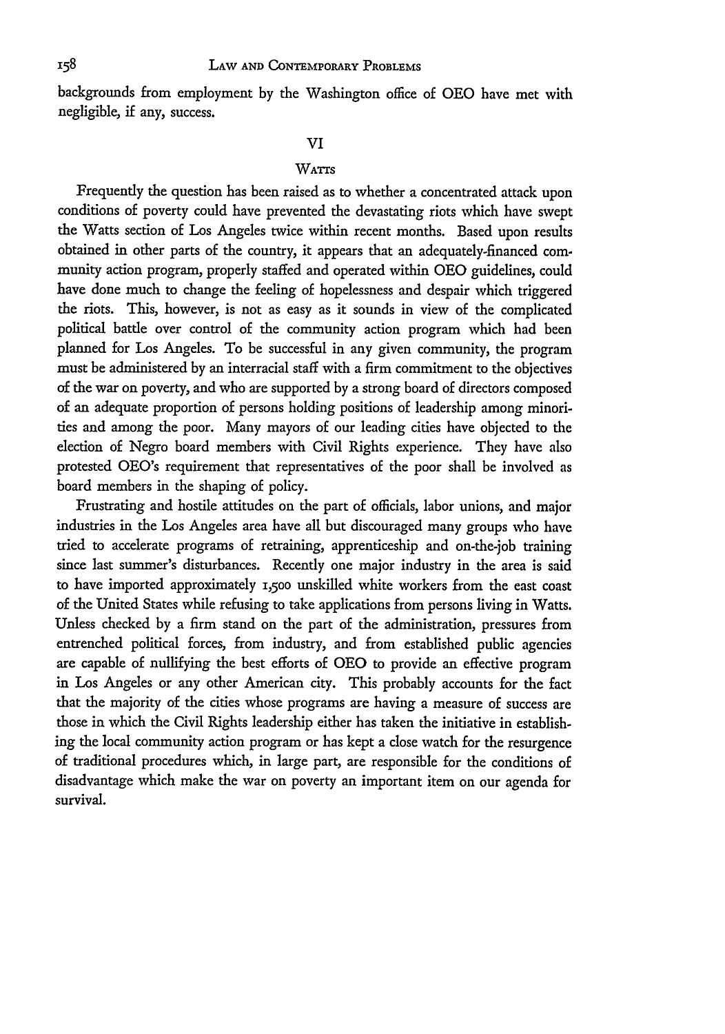backgrounds from employment by the Washington office of OEO have met with negligible, if any, success.

## VI

## WATTS

Frequently the question has been raised as to whether a concentrated attack upon conditions of poverty could have prevented the devastating riots which have swept the Watts section of Los Angeles twice within recent months. Based upon results obtained in other parts of the country, it appears that an adequately-financed community action program, properly staffed and operated within OEO guidelines, could have done much to change the feeling of hopelessness and despair which triggered the riots. This, however, is not as easy as it sounds in view of the complicated political battle over control of the community action program which had been planned for Los Angeles. To be successful in any given community, the program must be administered by an interracial staff with a firm commitment to the objectives of the war on poverty, and who are supported by a strong board of directors composed of an adequate proportion of persons holding positions of leadership among minorities and among the poor. Many mayors of our leading cities have objected to the election of Negro board members with Civil Rights experience. They have also protested OEO's requirement that representatives of the poor shall be involved as board members in the shaping of policy.

Frustrating and hostile attitudes on the part of officials, labor unions, and major industries in the Los Angeles area have all but discouraged many groups who have tried to accelerate programs of retraining, apprenticeship and on-the-job training since last summer's disturbances. Recently one major industry in the area is said to have imported approximately 1,500 unskilled white workers from the east coast of the United States while refusing to take applications from persons living in Watts. Unless checked by a firm stand on the part of the administration, pressures from entrenched political forces, from industry, and from established public agencies are capable of nullifying the best efforts of OEO to provide an effective program in Los Angeles or any other American city. This probably accounts for the fact that the majority of the cities whose programs are having a measure of success are those in which the Civil Rights leadership either has taken the initiative in establishing the local community action program or has kept a close watch for the resurgence of traditional procedures which, in large part, are responsible for the conditions of disadvantage which make the war on poverty an important item on our agenda for survival.